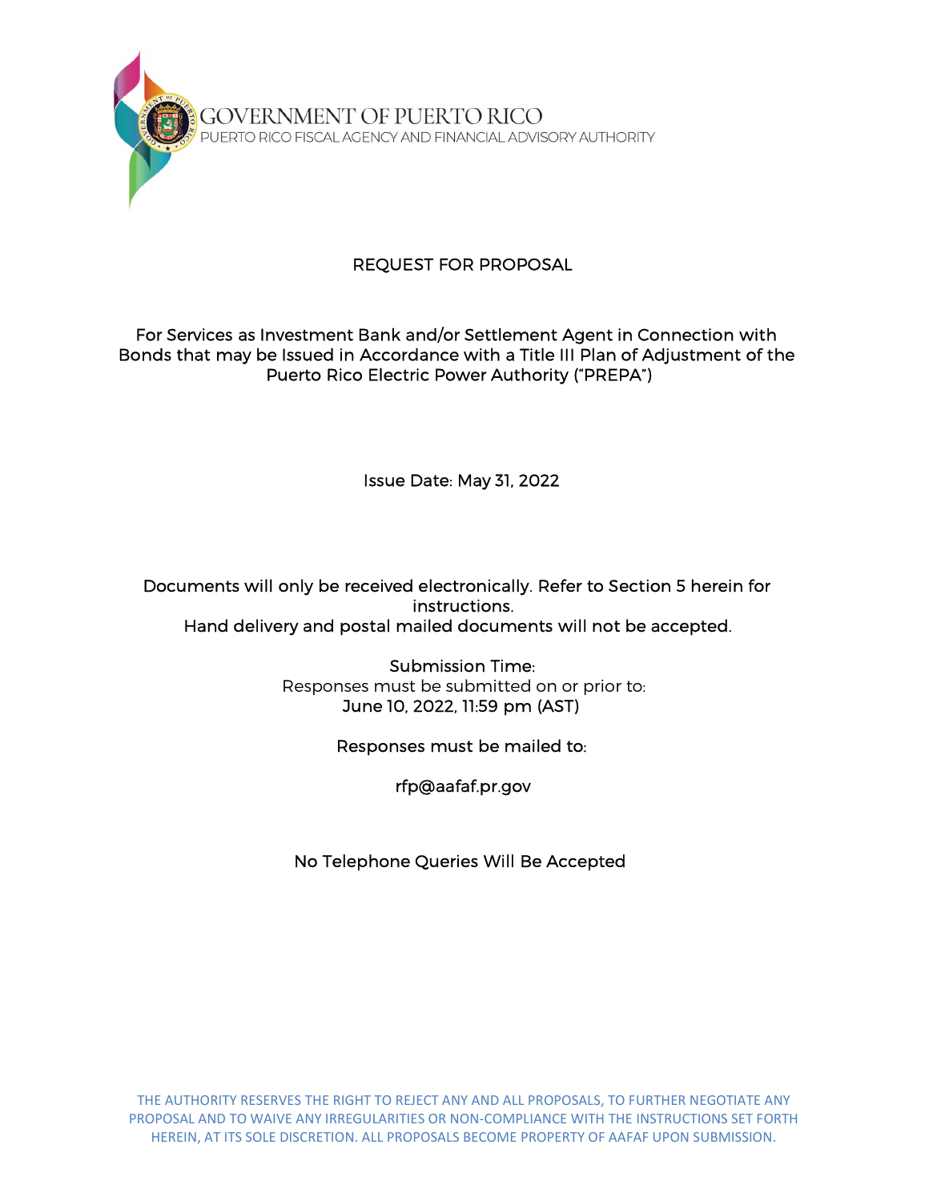GOVERNMENT OF PUERTO RICO

PUERTO RICO FISCAL AGENCY AND FINANCIAL ADVISORY AUTHORITY

# REQUEST FOR PROPOSAL

For Services as Investment Bank and/or Settlement Agent in Connection with Bonds that may be Issued in Accordance with a Title III Plan of Adjustment of the Puerto Rico Electric Power Authority ("PREPA")

Issue Date: May 31, 2022

Documents will only be received electronically. Refer to Section 5 herein for instructions.

Hand delivery and postal mailed documents will not be accepted.

Submission Time:

Responses must be submitted on or prior to:

June 10, 2022, 11:59 pm (AST)

Responses must be mailed to:

rfp@aafaf.pr.gov

No Telephone Queries Will Be Accepted

THE AUTHORITY RESERVES THE RIGHT TO REJECT ANY AND ALL PROPOSALS, TO FURTHER NEGOTIATE ANY PROPOSAL AND TO WAIVE ANY IRREGULARITIES OR NON-COMPLIANCE WITH THE INSTRUCTIONS SET FORTH HEREIN, AT ITS SOLE DISCRETION. ALL PROPOSALS BECOME PROPERTY OF AAFAF UPON SUBMISSION.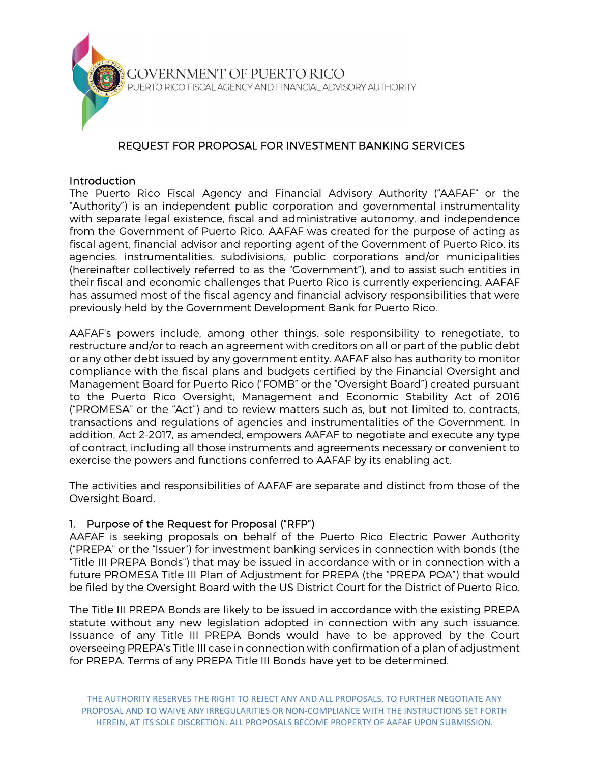GOVERNMENT OF PUERTO RICO
PUERTO RICO FISCAL AGENCY AND FINANCIAL ADVISORY AUTHORITY

## REQUEST FOR PROPOSAL FOR INVESTMENT BANKING SERVICES

### Introduction

The Puerto Rico Fiscal Agency and Financial Advisory Authority ("AAFAF" or the "Authority") is an independent public corporation and governmental instrumentality with separate legal existence, fiscal and administrative autonomy, and independence from the Government of Puerto Rico. AAFAF was created for the purpose of acting as fiscal agent, financial advisor and reporting agent of the Government of Puerto Rico, its agencies, instrumentalities, subdivisions, public corporations and/or municipalities (hereinafter collectively referred to as the "Government"), and to assist such entities in their fiscal and economic challenges that Puerto Rico is currently experiencing. AAFAF has assumed most of the fiscal agency and financial advisory responsibilities that were previously held by the Government Development Bank for Puerto Rico.

AAFAF's powers include, among other things, sole responsibility to renegotiate, to restructure and/or to reach an agreement with creditors on all or part of the public debt or any other debt issued by any government entity. AAFAF also has authority to monitor compliance with the fiscal plans and budgets certified by the Financial Oversight and Management Board for Puerto Rico ("FOMB" or the "Oversight Board") created pursuant to the Puerto Rico Oversight, Management and Economic Stability Act of 2016 ("PROMESA" or the "Act") and to review matters such as, but not limited to, contracts, transactions and regulations of agencies and instrumentalities of the Government. In addition, Act 2-2017, as amended, empowers AAFAF to negotiate and execute any type of contract, including all those instruments and agreements necessary or convenient to exercise the powers and functions conferred to AAFAF by its enabling act.

The activities and responsibilities of AAFAF are separate and distinct from those of the Oversight Board.

### 1. Purpose of the Request for Proposal ("RFP")

AAFAF is seeking proposals on behalf of the Puerto Rico Electric Power Authority ("PREPA" or the "Issuer") for investment banking services in connection with bonds (the "Title III PREPA Bonds") that may be issued in accordance with or in connection with a future PROMESA Title III Plan of Adjustment for PREPA (the "PREPA POA") that would be filed by the Oversight Board with the US District Court for the District of Puerto Rico.

The Title III PREPA Bonds are likely to be issued in accordance with the existing PREPA statute without any new legislation adopted in connection with any such issuance. Issuance of any Title III PREPA Bonds would have to be approved by the Court overseeing PREPA's Title III case in connection with confirmation of a plan of adjustment for PREPA. Terms of any PREPA Title III Bonds have yet to be determined.

THE AUTHORITY RESERVES THE RIGHT TO REJECT ANY AND ALL PROPOSALS, TO FURTHER NEGOTIATE ANY PROPOSAL AND TO WAIVE ANY IRREGULARITIES OR NON-COMPLIANCE WITH THE INSTRUCTIONS SET FORTH HEREIN, AT ITS SOLE DISCRETION. ALL PROPOSALS BECOME PROPERTY OF AAFAF UPON SUBMISSION.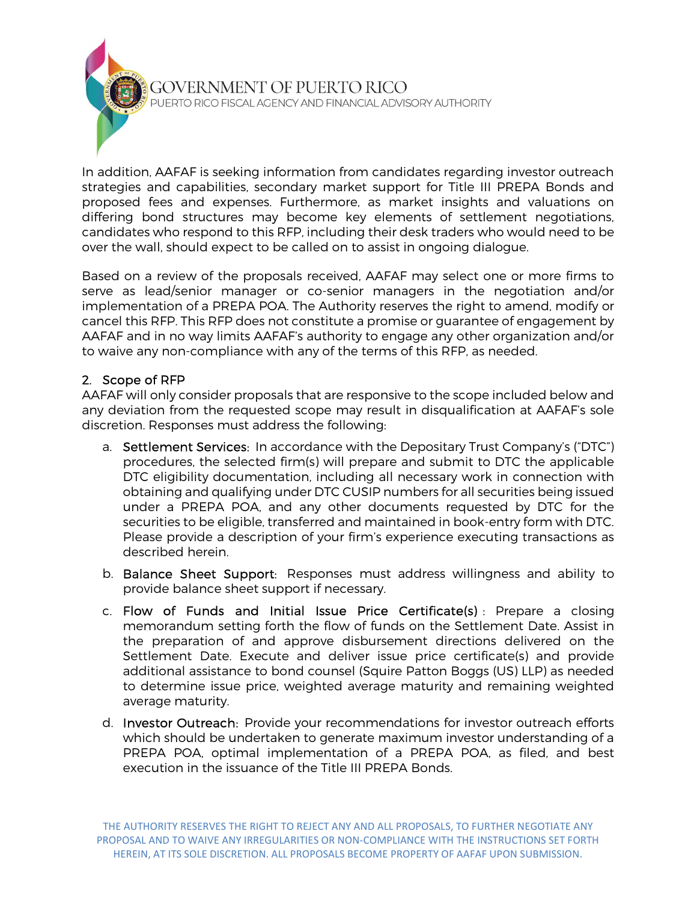In addition, AAFAF is seeking information from candidates regarding investor outreach strategies and capabilities, secondary market support for Title III PREPA Bonds and proposed fees and expenses. Furthermore, as market insights and valuations on differing bond structures may become key elements of settlement negotiations, candidates who respond to this RFP, including their desk traders who would need to be over the wall, should expect to be called on to assist in ongoing dialogue.

Based on a review of the proposals received, AAFAF may select one or more firms to serve as lead/senior manager or co-senior managers in the negotiation and/or implementation of a PREPA POA. The Authority reserves the right to amend, modify or cancel this RFP. This RFP does not constitute a promise or guarantee of engagement by AAFAF and in no way limits AAFAF's authority to engage any other organization and/or to waive any non-compliance with any of the terms of this RFP, as needed.

## 2. Scope of RFP

AAFAF will only consider proposals that are responsive to the scope included below and any deviation from the requested scope may result in disqualification at AAFAF's sole discretion. Responses must address the following:

a. Settlement Services: In accordance with the Depositary Trust Company's ("DTC") procedures, the selected firm(s) will prepare and submit to DTC the applicable DTC eligibility documentation, including all necessary work in connection with obtaining and qualifying under DTC CUSIP numbers for all securities being issued under a PREPA POA, and any other documents requested by DTC for the securities to be eligible, transferred and maintained in book-entry form with DTC. Please provide a description of your firm's experience executing transactions as described herein.

b. Balance Sheet Support: Responses must address willingness and ability to provide balance sheet support if necessary.

c. Flow of Funds and Initial Issue Price Certificate(s): Prepare a closing memorandum setting forth the flow of funds on the Settlement Date. Assist in the preparation of and approve disbursement directions delivered on the Settlement Date. Execute and deliver issue price certificate(s) and provide additional assistance to bond counsel (Squire Patton Boggs (US) LLP) as needed to determine issue price, weighted average maturity and remaining weighted average maturity.

d. Investor Outreach: Provide your recommendations for investor outreach efforts which should be undertaken to generate maximum investor understanding of a PREPA POA, optimal implementation of a PREPA POA, as filed, and best execution in the issuance of the Title III PREPA Bonds.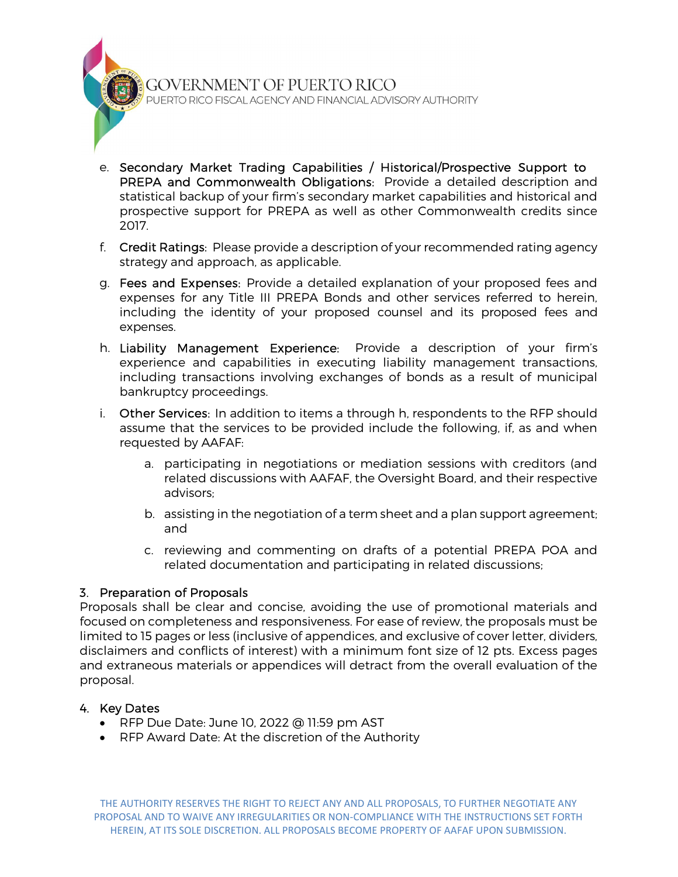e. **Secondary Market Trading Capabilities / Historical/Prospective Support to PREPA and Commonwealth Obligations**: Provide a detailed description and statistical backup of your firm's secondary market capabilities and historical and prospective support for PREPA as well as other Commonwealth credits since 2017.

f. **Credit Ratings**: Please provide a description of your recommended rating agency strategy and approach, as applicable.

g. **Fees and Expenses**: Provide a detailed explanation of your proposed fees and expenses for any Title III PREPA Bonds and other services referred to herein, including the identity of your proposed counsel and its proposed fees and expenses.

h. **Liability Management Experience**: Provide a description of your firm's experience and capabilities in executing liability management transactions, including transactions involving exchanges of bonds as a result of municipal bankruptcy proceedings.

i. **Other Services**: In addition to items a through h, respondents to the RFP should assume that the services to be provided include the following, if, as and when requested by AAFAF:

   a. participating in negotiations or mediation sessions with creditors (and related discussions with AAFAF, the Oversight Board, and their respective advisors;

   b. assisting in the negotiation of a term sheet and a plan support agreement; and

   c. reviewing and commenting on drafts of a potential PREPA POA and related documentation and participating in related discussions;

## 3. Preparation of Proposals

Proposals shall be clear and concise, avoiding the use of promotional materials and focused on completeness and responsiveness. For ease of review, the proposals must be limited to 15 pages or less (inclusive of appendices, and exclusive of cover letter, dividers, disclaimers and conflicts of interest) with a minimum font size of 12 pts. Excess pages and extraneous materials or appendices will detract from the overall evaluation of the proposal.

## 4. Key Dates

- RFP Due Date: June 10, 2022 @ 11:59 pm AST
- RFP Award Date: At the discretion of the Authority

THE AUTHORITY RESERVES THE RIGHT TO REJECT ANY AND ALL PROPOSALS, TO FURTHER NEGOTIATE ANY PROPOSAL AND TO WAIVE ANY IRREGULARITIES OR NON-COMPLIANCE WITH THE INSTRUCTIONS SET FORTH HEREIN, AT ITS SOLE DISCRETION. ALL PROPOSALS BECOME PROPERTY OF AAFAF UPON SUBMISSION.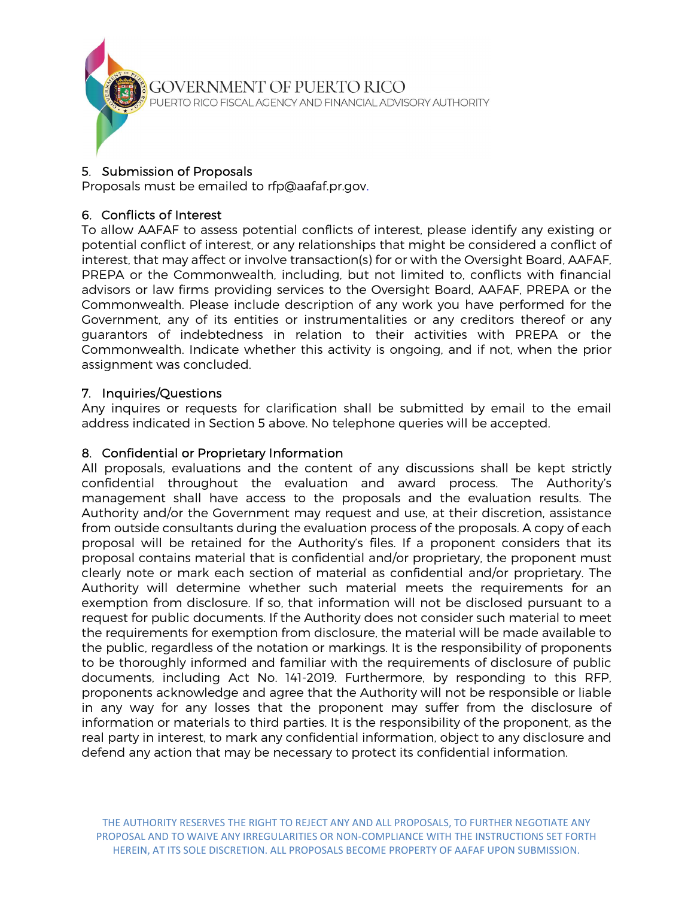## 5. Submission of Proposals

Proposals must be emailed to rfp@aafaf.pr.gov.

## 6. Conflicts of Interest

To allow AAFAF to assess potential conflicts of interest, please identify any existing or potential conflict of interest, or any relationships that might be considered a conflict of interest, that may affect or involve transaction(s) for or with the Oversight Board, AAFAF, PREPA or the Commonwealth, including, but not limited to, conflicts with financial advisors or law firms providing services to the Oversight Board, AAFAF, PREPA or the Commonwealth. Please include description of any work you have performed for the Government, any of its entities or instrumentalities or any creditors thereof or any guarantors of indebtedness in relation to their activities with PREPA or the Commonwealth. Indicate whether this activity is ongoing, and if not, when the prior assignment was concluded.

## 7. Inquiries/Questions

Any inquires or requests for clarification shall be submitted by email to the email address indicated in Section 5 above. No telephone queries will be accepted.

## 8. Confidential or Proprietary Information

All proposals, evaluations and the content of any discussions shall be kept strictly confidential throughout the evaluation and award process. The Authority's management shall have access to the proposals and the evaluation results. The Authority and/or the Government may request and use, at their discretion, assistance from outside consultants during the evaluation process of the proposals. A copy of each proposal will be retained for the Authority's files. If a proponent considers that its proposal contains material that is confidential and/or proprietary, the proponent must clearly note or mark each section of material as confidential and/or proprietary. The Authority will determine whether such material meets the requirements for an exemption from disclosure. If so, that information will not be disclosed pursuant to a request for public documents. If the Authority does not consider such material to meet the requirements for exemption from disclosure, the material will be made available to the public, regardless of the notation or markings. It is the responsibility of proponents to be thoroughly informed and familiar with the requirements of disclosure of public documents, including Act No. 141-2019. Furthermore, by responding to this RFP, proponents acknowledge and agree that the Authority will not be responsible or liable in any way for any losses that the proponent may suffer from the disclosure of information or materials to third parties. It is the responsibility of the proponent, as the real party in interest, to mark any confidential information, object to any disclosure and defend any action that may be necessary to protect its confidential information.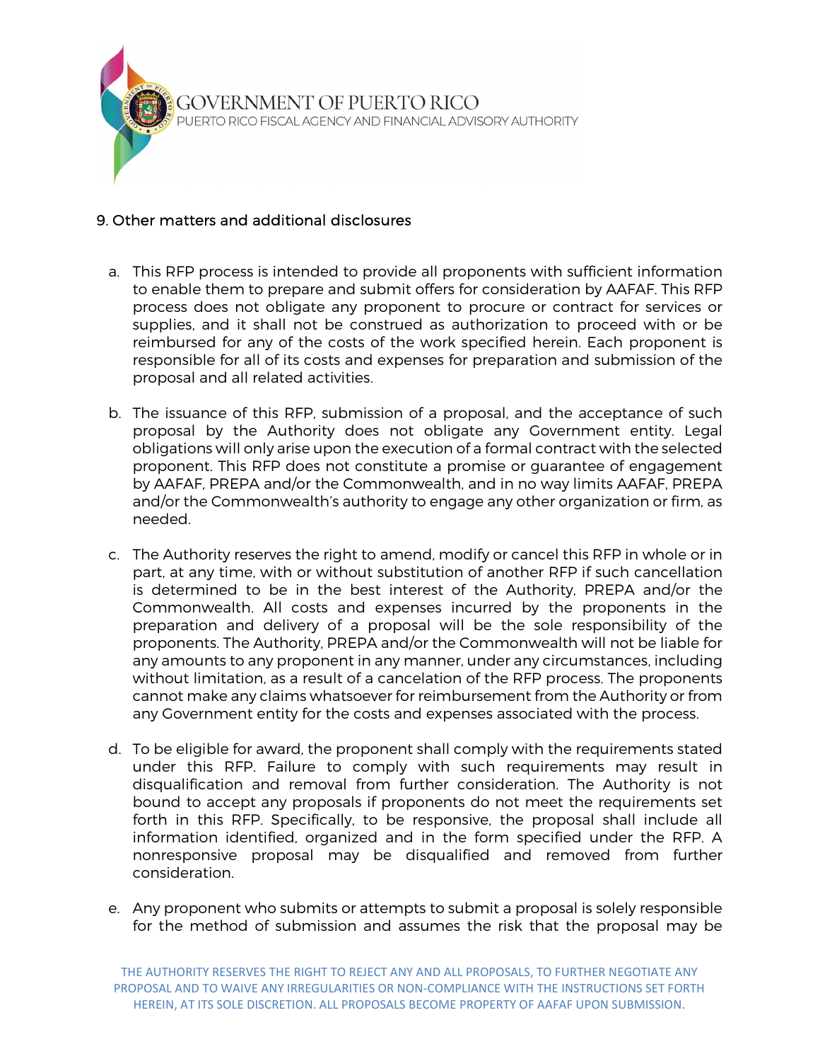## 9. Other matters and additional disclosures

a. This RFP process is intended to provide all proponents with sufficient information to enable them to prepare and submit offers for consideration by AAFAF. This RFP process does not obligate any proponent to procure or contract for services or supplies, and it shall not be construed as authorization to proceed with or be reimbursed for any of the costs of the work specified herein. Each proponent is responsible for all of its costs and expenses for preparation and submission of the proposal and all related activities.

b. The issuance of this RFP, submission of a proposal, and the acceptance of such proposal by the Authority does not obligate any Government entity. Legal obligations will only arise upon the execution of a formal contract with the selected proponent. This RFP does not constitute a promise or guarantee of engagement by AAFAF, PREPA and/or the Commonwealth, and in no way limits AAFAF, PREPA and/or the Commonwealth's authority to engage any other organization or firm, as needed.

c. The Authority reserves the right to amend, modify or cancel this RFP in whole or in part, at any time, with or without substitution of another RFP if such cancellation is determined to be in the best interest of the Authority, PREPA and/or the Commonwealth. All costs and expenses incurred by the proponents in the preparation and delivery of a proposal will be the sole responsibility of the proponents. The Authority, PREPA and/or the Commonwealth will not be liable for any amounts to any proponent in any manner, under any circumstances, including without limitation, as a result of a cancelation of the RFP process. The proponents cannot make any claims whatsoever for reimbursement from the Authority or from any Government entity for the costs and expenses associated with the process.

d. To be eligible for award, the proponent shall comply with the requirements stated under this RFP. Failure to comply with such requirements may result in disqualification and removal from further consideration. The Authority is not bound to accept any proposals if proponents do not meet the requirements set forth in this RFP. Specifically, to be responsive, the proposal shall include all information identified, organized and in the form specified under the RFP. A nonresponsive proposal may be disqualified and removed from further consideration.

e. Any proponent who submits or attempts to submit a proposal is solely responsible for the method of submission and assumes the risk that the proposal may be

THE AUTHORITY RESERVES THE RIGHT TO REJECT ANY AND ALL PROPOSALS, TO FURTHER NEGOTIATE ANY PROPOSAL AND TO WAIVE ANY IRREGULARITIES OR NON-COMPLIANCE WITH THE INSTRUCTIONS SET FORTH HEREIN, AT ITS SOLE DISCRETION. ALL PROPOSALS BECOME PROPERTY OF AAFAF UPON SUBMISSION.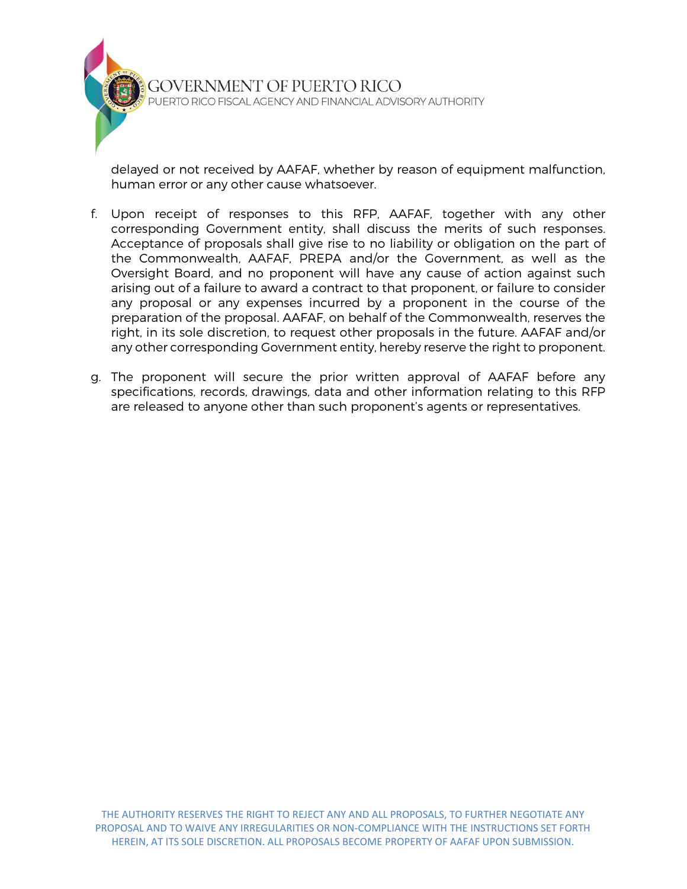delayed or not received by AAFAF, whether by reason of equipment malfunction, human error or any other cause whatsoever.

f. Upon receipt of responses to this RFP, AAFAF, together with any other corresponding Government entity, shall discuss the merits of such responses. Acceptance of proposals shall give rise to no liability or obligation on the part of the Commonwealth, AAFAF, PREPA and/or the Government, as well as the Oversight Board, and no proponent will have any cause of action against such arising out of a failure to award a contract to that proponent, or failure to consider any proposal or any expenses incurred by a proponent in the course of the preparation of the proposal. AAFAF, on behalf of the Commonwealth, reserves the right, in its sole discretion, to request other proposals in the future. AAFAF and/or any other corresponding Government entity, hereby reserve the right to proponent.

g. The proponent will secure the prior written approval of AAFAF before any specifications, records, drawings, data and other information relating to this RFP are released to anyone other than such proponent's agents or representatives.